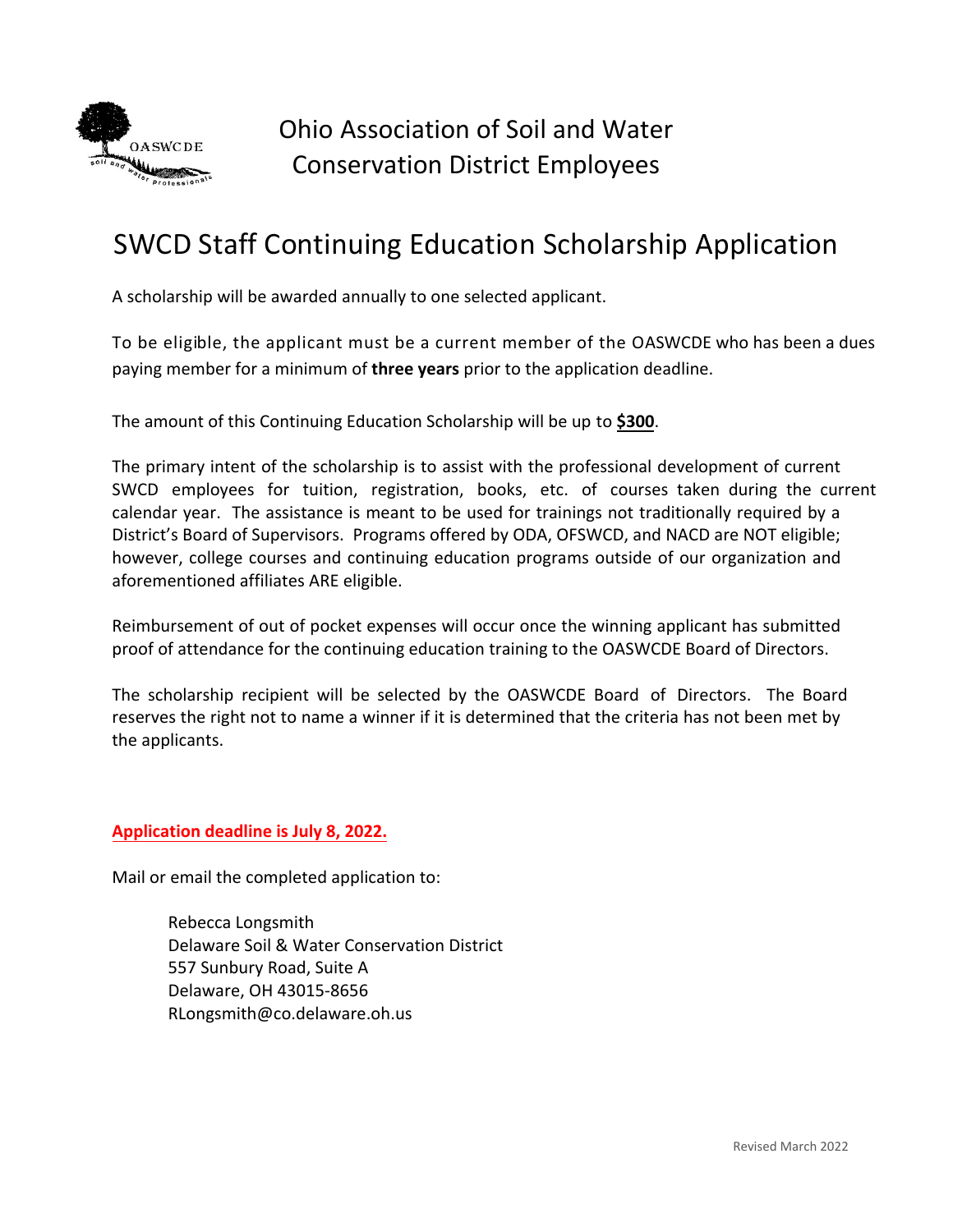# Ohio Association of Soil and Water Conservation District Employees

## SWCD Staff Continuing Education Scholarship Application

A scholarship will be awarded annually to one selected applicant.

To be eligible, the applicant must be a current member of the OASWCDE who has been a dues paying member for a minimum of **three years** prior to the application deadline.

The amount of this Continuing Education Scholarship will be up to **$300**.

The primary intent of the scholarship is to assist with the professional development of current SWCD employees for tuition, registration, books, etc. of courses taken during the current calendar year. The assistance is meant to be used for trainings not traditionally required by a District's Board of Supervisors. Programs offered by ODA, OFSWCD, and NACD are NOT eligible; however, college courses and continuing education programs outside of our organization and aforementioned affiliates ARE eligible.

Reimbursement of out of pocket expenses will occur once the winning applicant has submitted proof of attendance for the continuing education training to the OASWCDE Board of Directors.

The scholarship recipient will be selected by the OASWCDE Board of Directors. The Board reserves the right not to name a winner if it is determined that the criteria has not been met by the applicants.

**Application deadline is July 8, 2022.**

Mail or email the completed application to:

Rebecca Longsmith
Delaware Soil & Water Conservation District
557 Sunbury Road, Suite A
Delaware, OH 43015-8656
RLongsmith@co.delaware.oh.us

Revised March 2022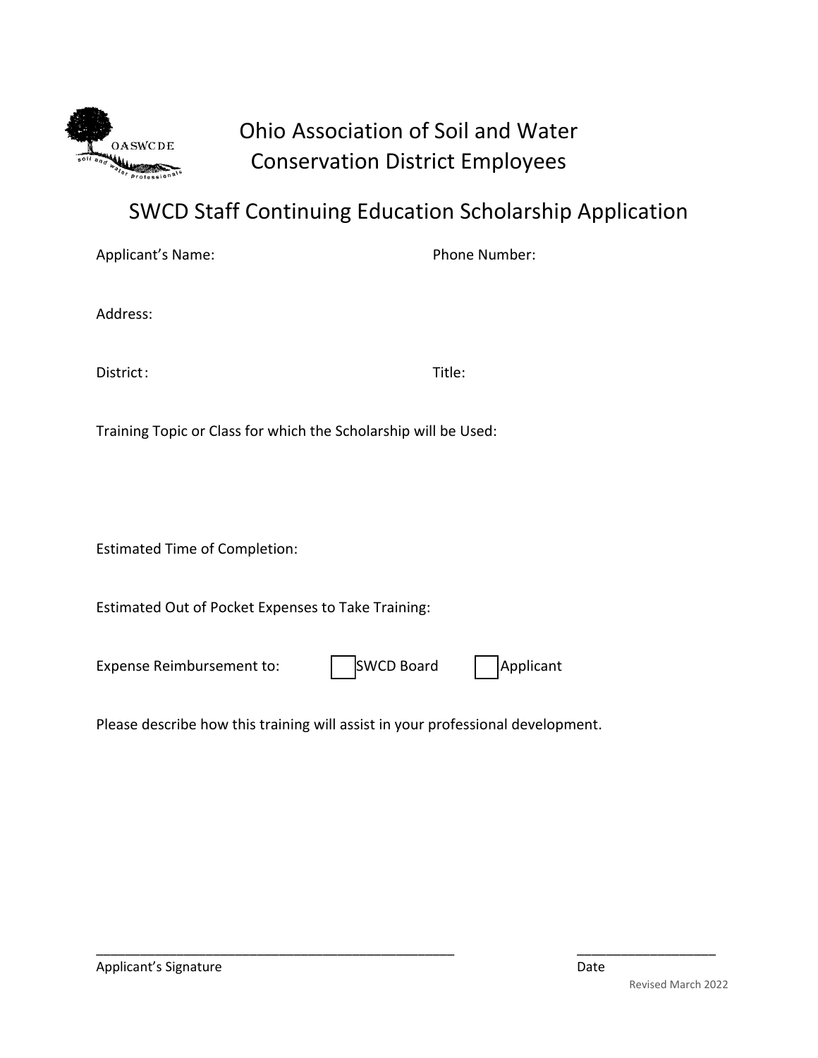# Ohio Association of Soil and Water Conservation District Employees

## SWCD Staff Continuing Education Scholarship Application

Applicant's Name: Phone Number:

Address:

District: Title:

Training Topic or Class for which the Scholarship will be Used:

Estimated Time of Completion:

Estimated Out of Pocket Expenses to Take Training:

Expense Reimbursement to: ☐ SWCD Board ☐ Applicant

Please describe how this training will assist in your professional development.

\_\_\_\_\_\_\_\_\_\_\_\_\_\_\_\_\_\_\_\_\_\_\_\_\_\_\_\_\_\_\_\_\_\_\_\_\_\_\_\_\_\_\_\_\_\_ \_\_\_\_\_\_\_\_\_\_\_\_\_\_\_\_\_\_\_\_

Applicant's Signature Date

Revised March 2022